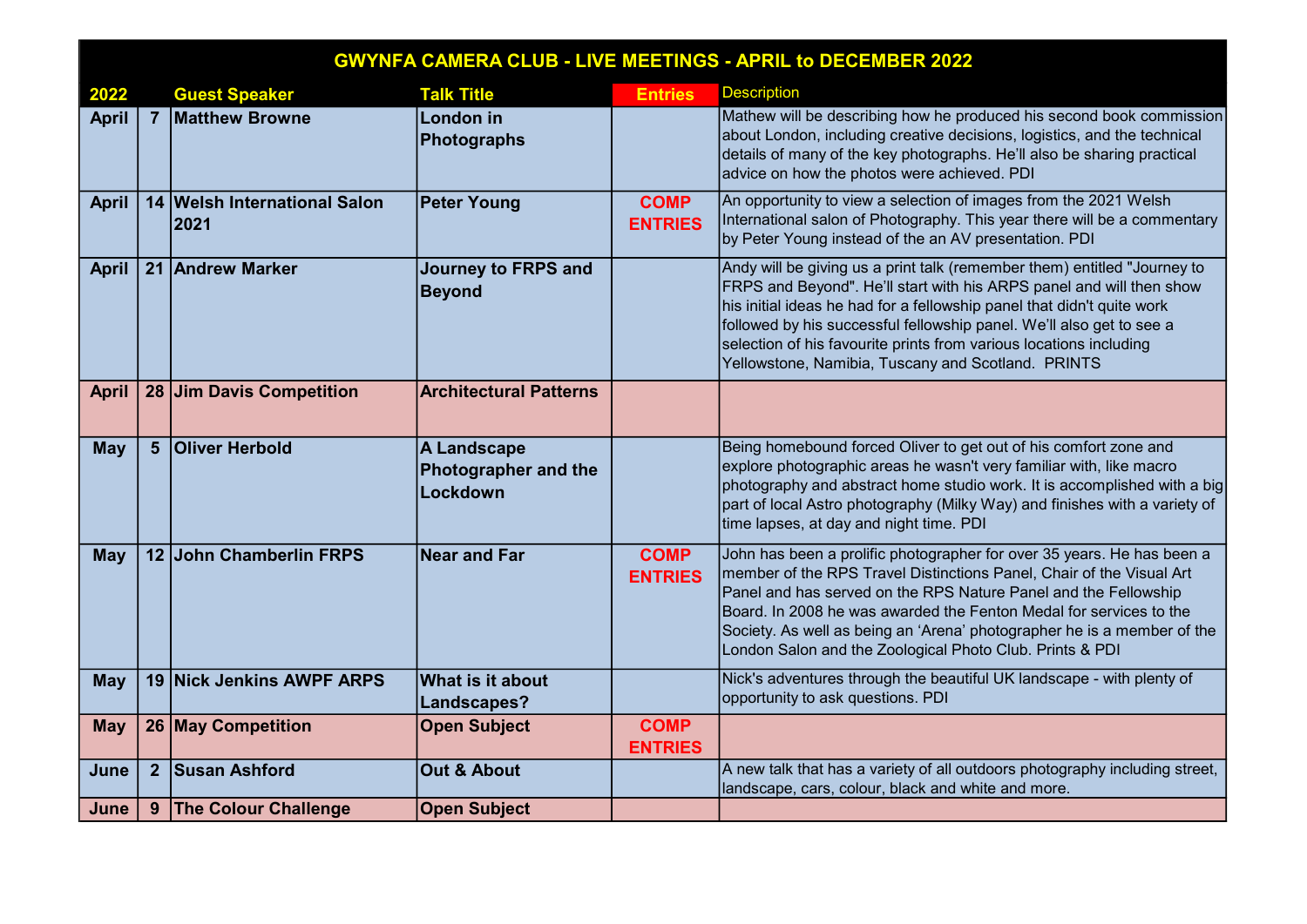# GWYNFA CAMERA CLUB - LIVE MEETINGS - APRIL to DECEMBER 2022

| 2022 | | Guest Speaker | Talk Title | Entries | Description |
|---|---|---|---|---|---|
| April | 7 | Matthew Browne | London in Photographs | | Mathew will be describing how he produced his second book commission about London, including creative decisions, logistics, and the technical details of many of the key photographs. He'll also be sharing practical advice on how the photos were achieved. PDI |
| April | 14 | Welsh International Salon 2021 | Peter Young | COMP ENTRIES | An opportunity to view a selection of images from the 2021 Welsh International salon of Photography. This year there will be a commentary by Peter Young instead of the an AV presentation. PDI |
| April | 21 | Andrew Marker | Journey to FRPS and Beyond | | Andy will be giving us a print talk (remember them) entitled "Journey to FRPS and Beyond". He'll start with his ARPS panel and will then show his initial ideas he had for a fellowship panel that didn't quite work followed by his successful fellowship panel. We'll also get to see a selection of his favourite prints from various locations including Yellowstone, Namibia, Tuscany and Scotland. PRINTS |
| April | 28 | Jim Davis Competition | Architectural Patterns | | |
| May | 5 | Oliver Herbold | A Landscape Photographer and the Lockdown | | Being homebound forced Oliver to get out of his comfort zone and explore photographic areas he wasn't very familiar with, like macro photography and abstract home studio work. It is accomplished with a big part of local Astro photography (Milky Way) and finishes with a variety of time lapses, at day and night time. PDI |
| May | 12 | John Chamberlin FRPS | Near and Far | COMP ENTRIES | John has been a prolific photographer for over 35 years. He has been a member of the RPS Travel Distinctions Panel, Chair of the Visual Art Panel and has served on the RPS Nature Panel and the Fellowship Board. In 2008 he was awarded the Fenton Medal for services to the Society. As well as being an 'Arena' photographer he is a member of the London Salon and the Zoological Photo Club. Prints & PDI |
| May | 19 | Nick Jenkins AWPF ARPS | What is it about Landscapes? | | Nick's adventures through the beautiful UK landscape - with plenty of opportunity to ask questions. PDI |
| May | 26 | May Competition | Open Subject | COMP ENTRIES | |
| June | 2 | Susan Ashford | Out & About | | A new talk that has a variety of all outdoors photography including street, landscape, cars, colour, black and white and more. |
| June | 9 | The Colour Challenge | Open Subject | | |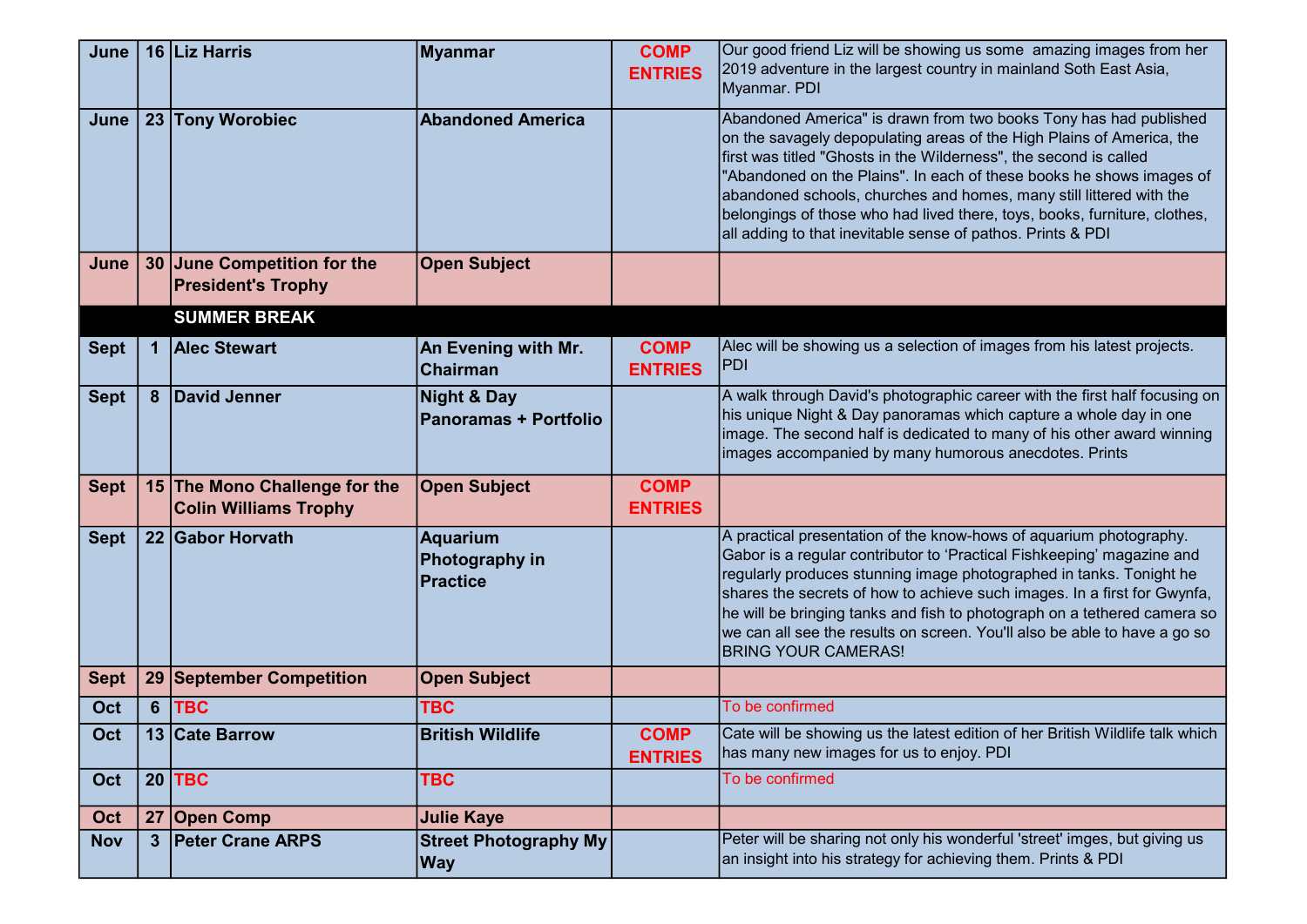| June | 16 | Liz Harris | Myanmar | COMP ENTRIES | Our good friend Liz will be showing us some amazing images from her 2019 adventure in the largest country in mainland Soth East Asia, Myanmar. PDI |
|---|---|---|---|---|---|
| June | 23 | Tony Worobiec | Abandoned America | | Abandoned America" is drawn from two books Tony has had published on the savagely depopulating areas of the High Plains of America, the first was titled "Ghosts in the Wilderness", the second is called "Abandoned on the Plains". In each of these books he shows images of abandoned schools, churches and homes, many still littered with the belongings of those who had lived there, toys, books, furniture, clothes, all adding to that inevitable sense of pathos. Prints & PDI |
| June | 30 | June Competition for the President's Trophy | Open Subject | | |
| | | SUMMER BREAK | | | |
| Sept | 1 | Alec Stewart | An Evening with Mr. Chairman | COMP ENTRIES | Alec will be showing us a selection of images from his latest projects. PDI |
| Sept | 8 | David Jenner | Night & Day Panoramas + Portfolio | | A walk through David's photographic career with the first half focusing on his unique Night & Day panoramas which capture a whole day in one image. The second half is dedicated to many of his other award winning images accompanied by many humorous anecdotes. Prints |
| Sept | 15 | The Mono Challenge for the Colin Williams Trophy | Open Subject | COMP ENTRIES | |
| Sept | 22 | Gabor Horvath | Aquarium Photography in Practice | | A practical presentation of the know-hows of aquarium photography. Gabor is a regular contributor to 'Practical Fishkeeping' magazine and regularly produces stunning image photographed in tanks. Tonight he shares the secrets of how to achieve such images. In a first for Gwynfa, he will be bringing tanks and fish to photograph on a tethered camera so we can all see the results on screen. You'll also be able to have a go so BRING YOUR CAMERAS! |
| Sept | 29 | September Competition | Open Subject | | |
| Oct | 6 | TBC | TBC | | To be confirmed |
| Oct | 13 | Cate Barrow | British Wildlife | COMP ENTRIES | Cate will be showing us the latest edition of her British Wildlife talk which has many new images for us to enjoy. PDI |
| Oct | 20 | TBC | TBC | | To be confirmed |
| Oct | 27 | Open Comp | Julie Kaye | | |
| Nov | 3 | Peter Crane ARPS | Street Photography My Way | | Peter will be sharing not only his wonderful 'street' imges, but giving us an insight into his strategy for achieving them. Prints & PDI |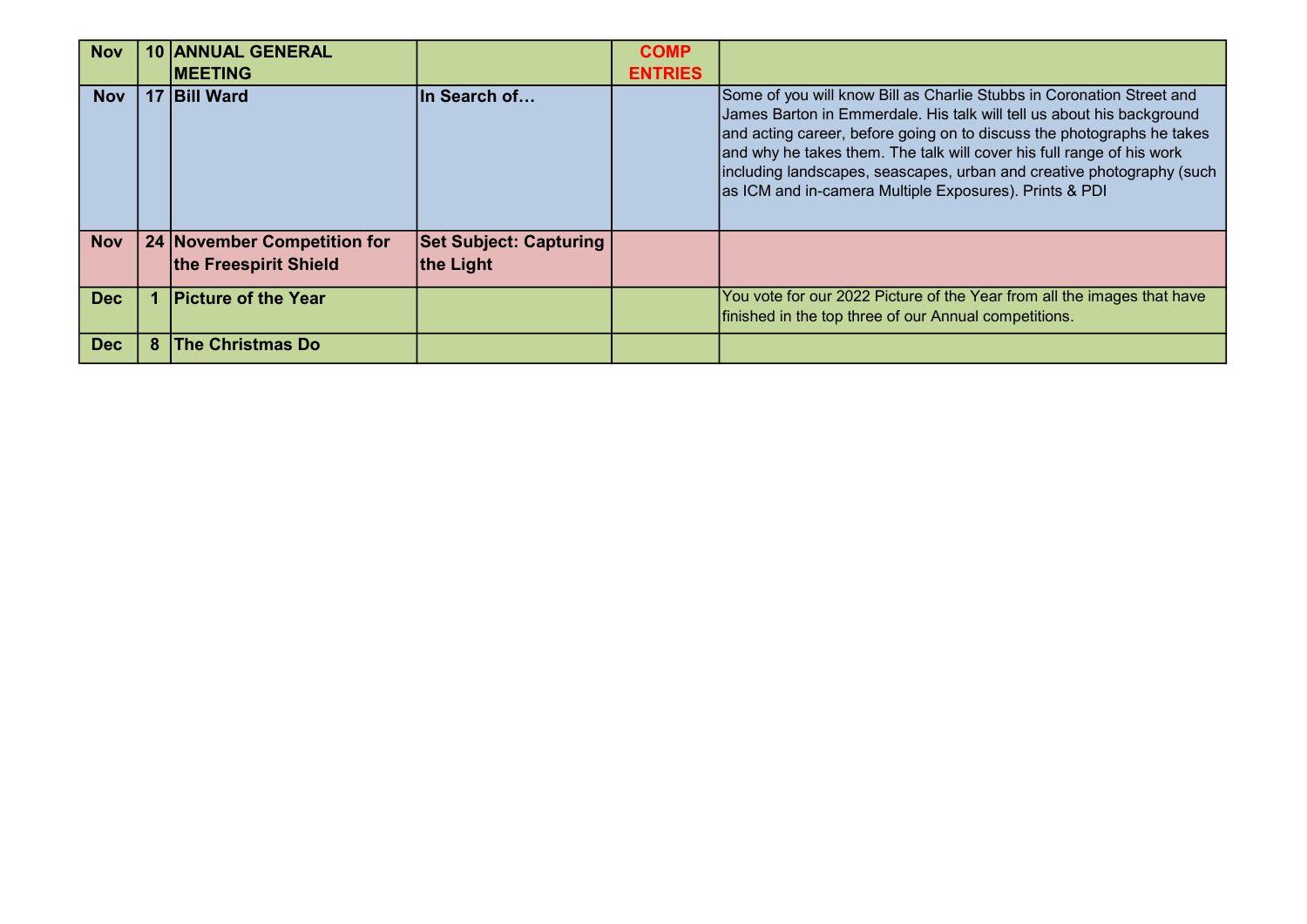| | | | | | |
|---|---|---|---|---|---|
| **Nov** | **10** | **ANNUAL GENERAL MEETING** | | **COMP ENTRIES** | |
| **Nov** | **17** | **Bill Ward** | **In Search of…** | | Some of you will know Bill as Charlie Stubbs in Coronation Street and James Barton in Emmerdale. His talk will tell us about his background and acting career, before going on to discuss the photographs he takes and why he takes them. The talk will cover his full range of his work including landscapes, seascapes, urban and creative photography (such as ICM and in-camera Multiple Exposures). Prints & PDI |
| **Nov** | **24** | **November Competition for the Freespirit Shield** | **Set Subject: Capturing the Light** | | |
| **Dec** | **1** | **Picture of the Year** | | | You vote for our 2022 Picture of the Year from all the images that have finished in the top three of our Annual competitions. |
| **Dec** | **8** | **The Christmas Do** | | | |